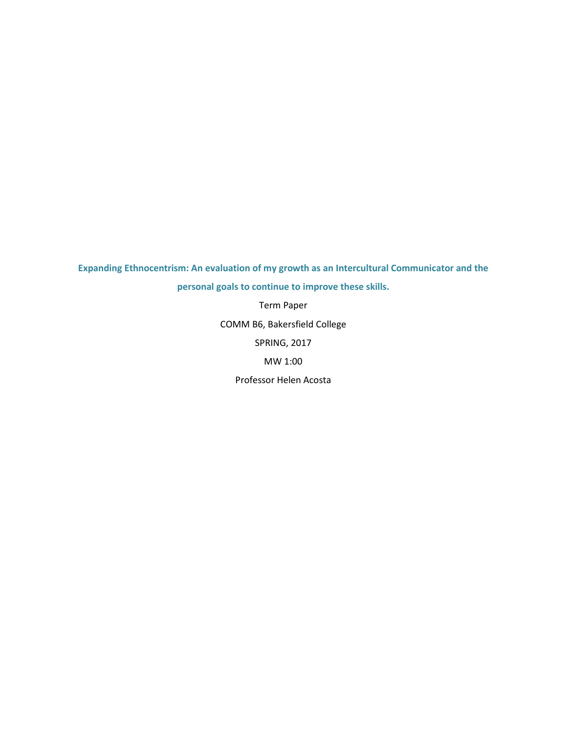# Expanding Ethnocentrism: An evaluation of my growth as an Intercultural Communicator and the personal goals to continue to improve these skills.

Term Paper

COMM B6, Bakersfield College

SPRING, 2017

MW 1:00

Professor Helen Acosta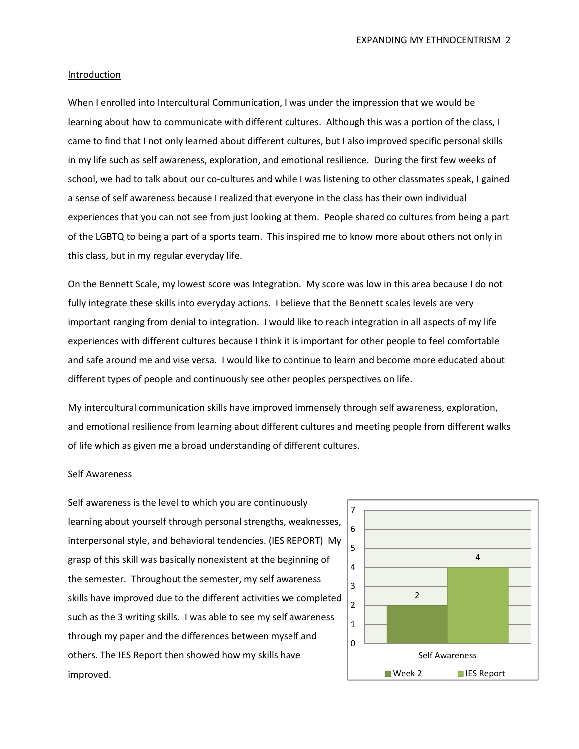Introduction

When I enrolled into Intercultural Communication, I was under the impression that we would be learning about how to communicate with different cultures. Although this was a portion of the class, I came to find that I not only learned about different cultures, but I also improved specific personal skills in my life such as self awareness, exploration, and emotional resilience. During the first few weeks of school, we had to talk about our co-cultures and while I was listening to other classmates speak, I gained a sense of self awareness because I realized that everyone in the class has their own individual experiences that you can not see from just looking at them. People shared co cultures from being a part of the LGBTQ to being a part of a sports team. This inspired me to know more about others not only in this class, but in my regular everyday life.

On the Bennett Scale, my lowest score was Integration. My score was low in this area because I do not fully integrate these skills into everyday actions. I believe that the Bennett scales levels are very important ranging from denial to integration. I would like to reach integration in all aspects of my life experiences with different cultures because I think it is important for other people to feel comfortable and safe around me and vise versa. I would like to continue to learn and become more educated about different types of people and continuously see other peoples perspectives on life.

My intercultural communication skills have improved immensely through self awareness, exploration, and emotional resilience from learning about different cultures and meeting people from different walks of life which as given me a broad understanding of different cultures.

Self Awareness

Self awareness is the level to which you are continuously learning about yourself through personal strengths, weaknesses, interpersonal style, and behavioral tendencies. (IES REPORT) My grasp of this skill was basically nonexistent at the beginning of the semester. Throughout the semester, my self awareness skills have improved due to the different activities we completed such as the 3 writing skills. I was able to see my self awareness through my paper and the differences between myself and others. The IES Report then showed how my skills have improved.

| Self Awareness | Score |
| --- | --- |
| Week 2 | 2 |
| IES Report | 4 |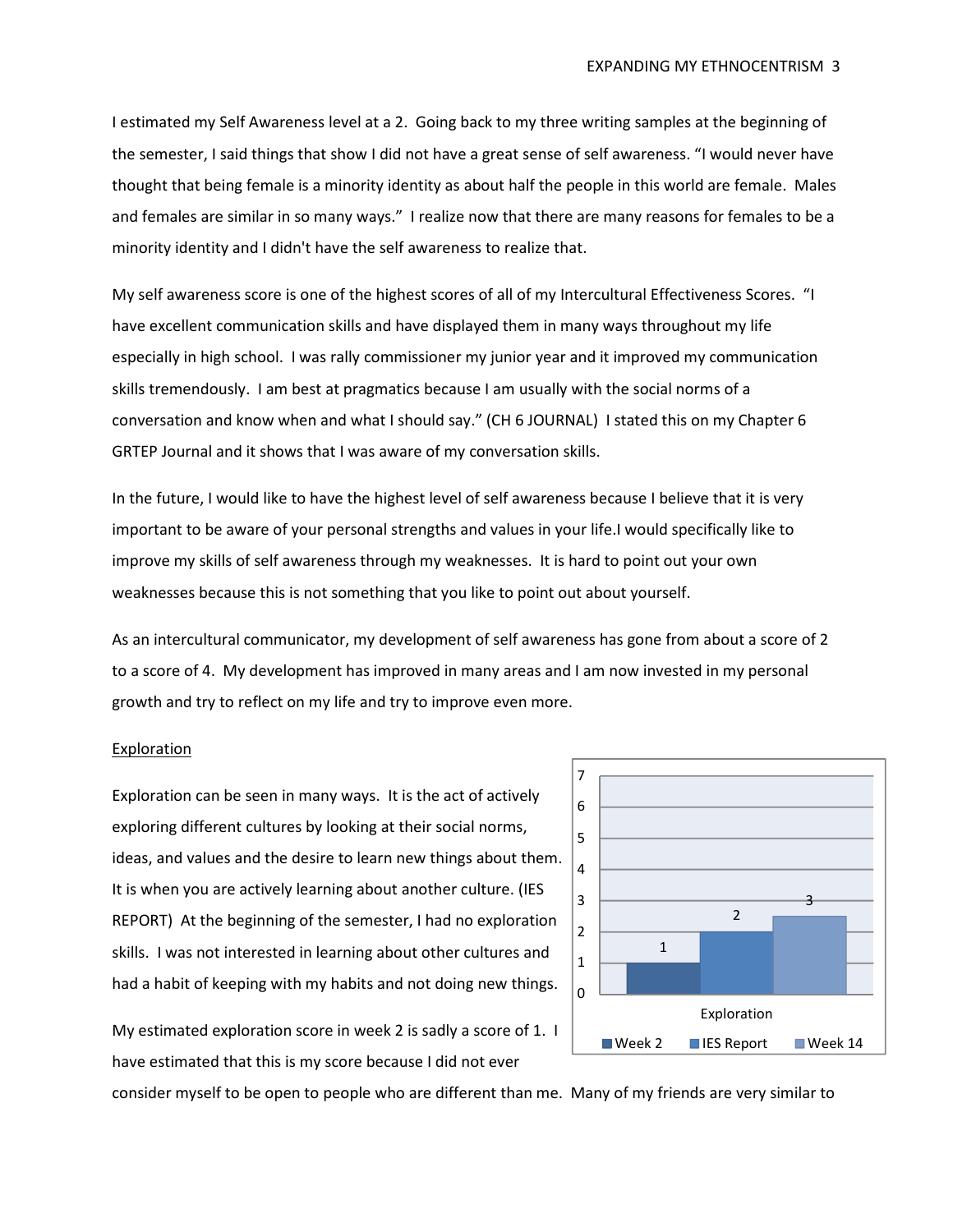I estimated my Self Awareness level at a 2. Going back to my three writing samples at the beginning of the semester, I said things that show I did not have a great sense of self awareness. "I would never have thought that being female is a minority identity as about half the people in this world are female. Males and females are similar in so many ways." I realize now that there are many reasons for females to be a minority identity and I didn't have the self awareness to realize that.

My self awareness score is one of the highest scores of all of my Intercultural Effectiveness Scores. "I have excellent communication skills and have displayed them in many ways throughout my life especially in high school. I was rally commissioner my junior year and it improved my communication skills tremendously. I am best at pragmatics because I am usually with the social norms of a conversation and know when and what I should say." (CH 6 JOURNAL) I stated this on my Chapter 6 GRTEP Journal and it shows that I was aware of my conversation skills.

In the future, I would like to have the highest level of self awareness because I believe that it is very important to be aware of your personal strengths and values in your life.I would specifically like to improve my skills of self awareness through my weaknesses. It is hard to point out your own weaknesses because this is not something that you like to point out about yourself.

As an intercultural communicator, my development of self awareness has gone from about a score of 2 to a score of 4. My development has improved in many areas and I am now invested in my personal growth and try to reflect on my life and try to improve even more.

<u>Exploration</u>

Exploration can be seen in many ways. It is the act of actively exploring different cultures by looking at their social norms, ideas, and values and the desire to learn new things about them. It is when you are actively learning about another culture. (IES REPORT) At the beginning of the semester, I had no exploration skills. I was not interested in learning about other cultures and had a habit of keeping with my habits and not doing new things.

| | Week 2 | IES Report | Week 14 |
|---|---|---|---|
| Exploration | 1 | 2 | 3 |

My estimated exploration score in week 2 is sadly a score of 1. I have estimated that this is my score because I did not ever consider myself to be open to people who are different than me. Many of my friends are very similar to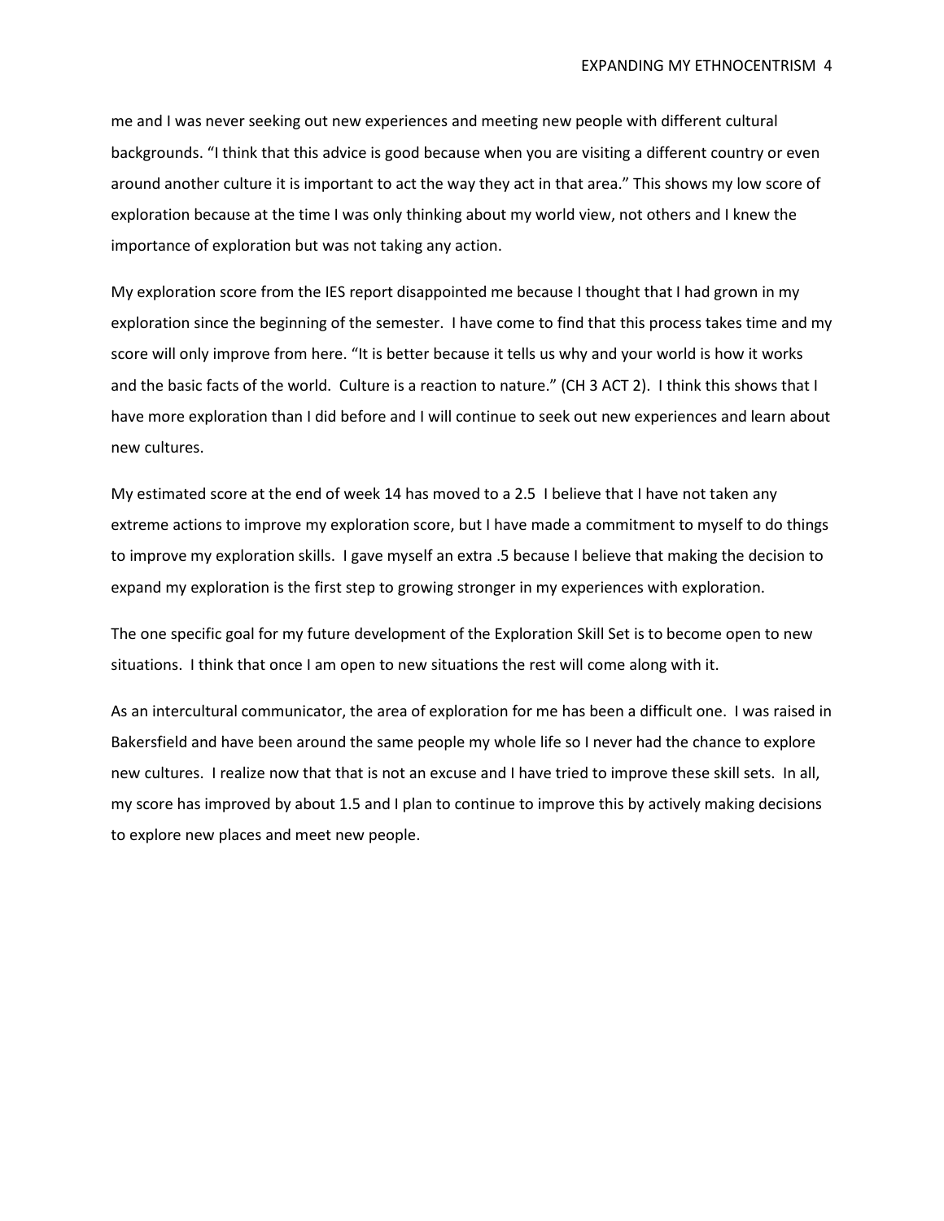me and I was never seeking out new experiences and meeting new people with different cultural backgrounds. "I think that this advice is good because when you are visiting a different country or even around another culture it is important to act the way they act in that area." This shows my low score of exploration because at the time I was only thinking about my world view, not others and I knew the importance of exploration but was not taking any action.

My exploration score from the IES report disappointed me because I thought that I had grown in my exploration since the beginning of the semester. I have come to find that this process takes time and my score will only improve from here. "It is better because it tells us why and your world is how it works and the basic facts of the world. Culture is a reaction to nature." (CH 3 ACT 2). I think this shows that I have more exploration than I did before and I will continue to seek out new experiences and learn about new cultures.

My estimated score at the end of week 14 has moved to a 2.5 I believe that I have not taken any extreme actions to improve my exploration score, but I have made a commitment to myself to do things to improve my exploration skills. I gave myself an extra .5 because I believe that making the decision to expand my exploration is the first step to growing stronger in my experiences with exploration.

The one specific goal for my future development of the Exploration Skill Set is to become open to new situations. I think that once I am open to new situations the rest will come along with it.

As an intercultural communicator, the area of exploration for me has been a difficult one. I was raised in Bakersfield and have been around the same people my whole life so I never had the chance to explore new cultures. I realize now that that is not an excuse and I have tried to improve these skill sets. In all, my score has improved by about 1.5 and I plan to continue to improve this by actively making decisions to explore new places and meet new people.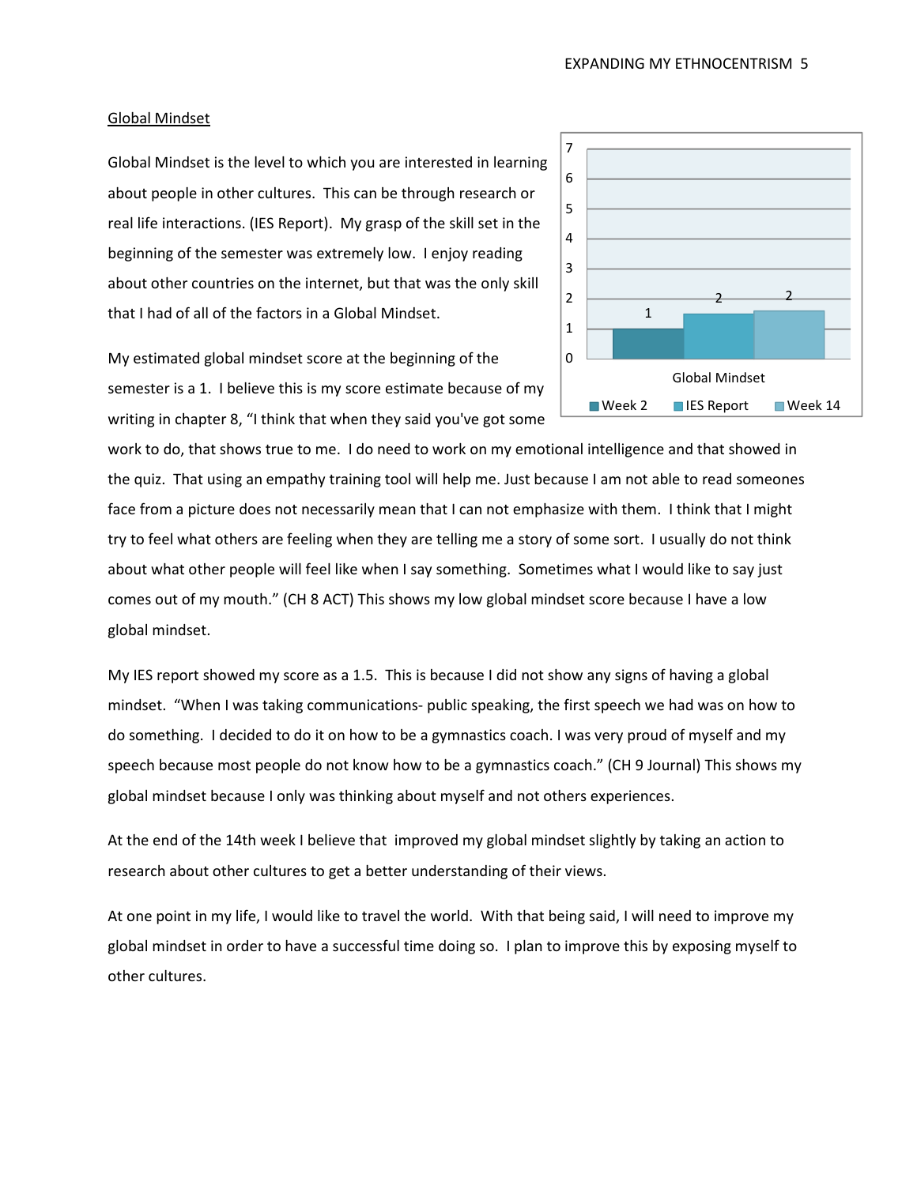Global Mindset

Global Mindset is the level to which you are interested in learning about people in other cultures. This can be through research or real life interactions. (IES Report). My grasp of the skill set in the beginning of the semester was extremely low. I enjoy reading about other countries on the internet, but that was the only skill that I had of all of the factors in a Global Mindset.

My estimated global mindset score at the beginning of the semester is a 1. I believe this is my score estimate because of my writing in chapter 8, "I think that when they said you've got some work to do, that shows true to me. I do need to work on my emotional intelligence and that showed in the quiz. That using an empathy training tool will help me. Just because I am not able to read someones face from a picture does not necessarily mean that I can not emphasize with them. I think that I might try to feel what others are feeling when they are telling me a story of some sort. I usually do not think about what other people will feel like when I say something. Sometimes what I would like to say just comes out of my mouth." (CH 8 ACT) This shows my low global mindset score because I have a low global mindset.

My IES report showed my score as a 1.5. This is because I did not show any signs of having a global mindset. "When I was taking communications- public speaking, the first speech we had was on how to do something. I decided to do it on how to be a gymnastics coach. I was very proud of myself and my speech because most people do not know how to be a gymnastics coach." (CH 9 Journal) This shows my global mindset because I only was thinking about myself and not others experiences.

At the end of the 14th week I believe that improved my global mindset slightly by taking an action to research about other cultures to get a better understanding of their views.

At one point in my life, I would like to travel the world. With that being said, I will need to improve my global mindset in order to have a successful time doing so. I plan to improve this by exposing myself to other cultures.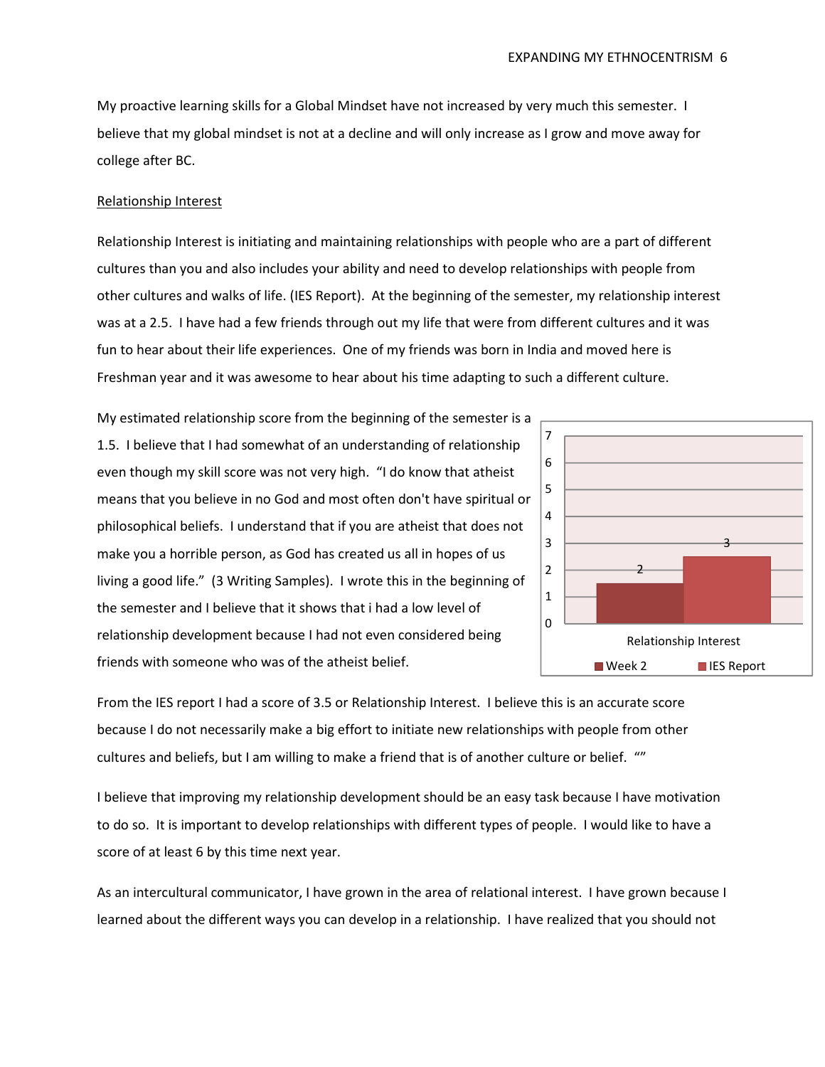My proactive learning skills for a Global Mindset have not increased by very much this semester. I believe that my global mindset is not at a decline and will only increase as I grow and move away for college after BC.

Relationship Interest

Relationship Interest is initiating and maintaining relationships with people who are a part of different cultures than you and also includes your ability and need to develop relationships with people from other cultures and walks of life. (IES Report). At the beginning of the semester, my relationship interest was at a 2.5. I have had a few friends through out my life that were from different cultures and it was fun to hear about their life experiences. One of my friends was born in India and moved here is Freshman year and it was awesome to hear about his time adapting to such a different culture.

My estimated relationship score from the beginning of the semester is a 1.5. I believe that I had somewhat of an understanding of relationship even though my skill score was not very high. "I do know that atheist means that you believe in no God and most often don't have spiritual or philosophical beliefs. I understand that if you are atheist that does not make you a horrible person, as God has created us all in hopes of us living a good life." (3 Writing Samples). I wrote this in the beginning of the semester and I believe that it shows that i had a low level of relationship development because I had not even considered being friends with someone who was of the atheist belief.

| Relationship Interest | Week 2 | IES Report |
|---|---|---|
| Relationship Interest | 2 | 3 |

From the IES report I had a score of 3.5 or Relationship Interest. I believe this is an accurate score because I do not necessarily make a big effort to initiate new relationships with people from other cultures and beliefs, but I am willing to make a friend that is of another culture or belief. ""

I believe that improving my relationship development should be an easy task because I have motivation to do so. It is important to develop relationships with different types of people. I would like to have a score of at least 6 by this time next year.

As an intercultural communicator, I have grown in the area of relational interest. I have grown because I learned about the different ways you can develop in a relationship. I have realized that you should not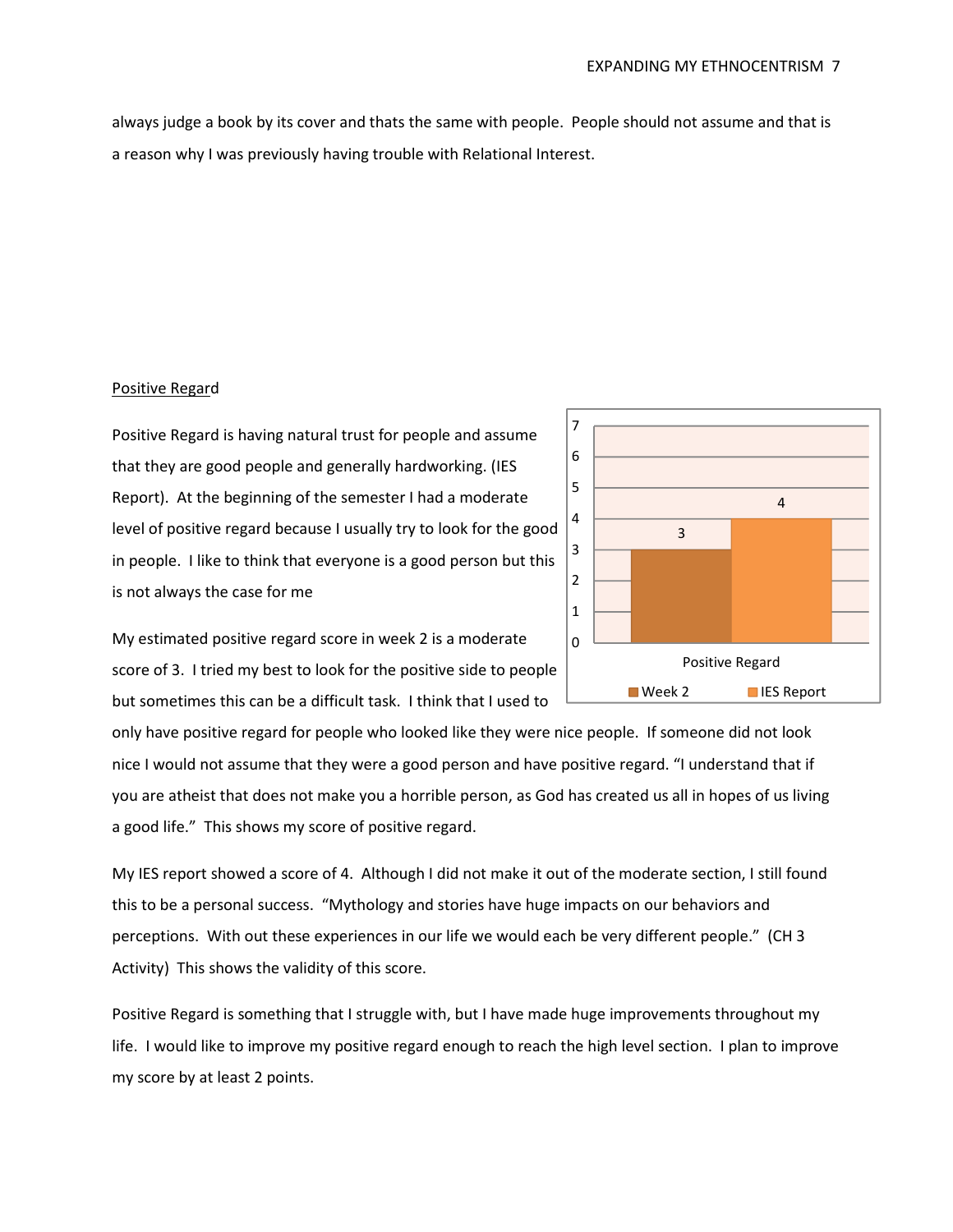always judge a book by its cover and thats the same with people. People should not assume and that is a reason why I was previously having trouble with Relational Interest.

## Positive Regard

Positive Regard is having natural trust for people and assume that they are good people and generally hardworking. (IES Report). At the beginning of the semester I had a moderate level of positive regard because I usually try to look for the good in people. I like to think that everyone is a good person but this is not always the case for me

My estimated positive regard score in week 2 is a moderate score of 3. I tried my best to look for the positive side to people but sometimes this can be a difficult task. I think that I used to only have positive regard for people who looked like they were nice people. If someone did not look nice I would not assume that they were a good person and have positive regard. "I understand that if you are atheist that does not make you a horrible person, as God has created us all in hopes of us living a good life." This shows my score of positive regard.

| | Week 2 | IES Report |
|---|---|---|
| Positive Regard | 3 | 4 |

My IES report showed a score of 4. Although I did not make it out of the moderate section, I still found this to be a personal success. "Mythology and stories have huge impacts on our behaviors and perceptions. With out these experiences in our life we would each be very different people." (CH 3 Activity) This shows the validity of this score.

Positive Regard is something that I struggle with, but I have made huge improvements throughout my life. I would like to improve my positive regard enough to reach the high level section. I plan to improve my score by at least 2 points.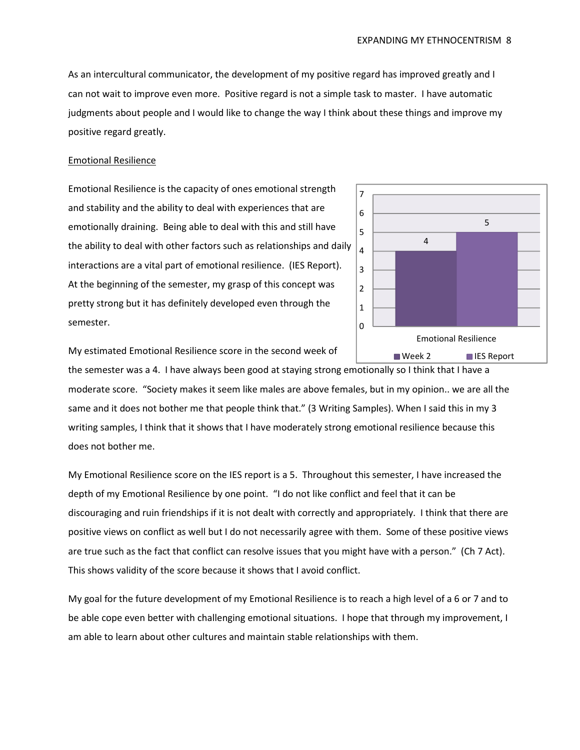As an intercultural communicator, the development of my positive regard has improved greatly and I can not wait to improve even more. Positive regard is not a simple task to master. I have automatic judgments about people and I would like to change the way I think about these things and improve my positive regard greatly.

Emotional Resilience

Emotional Resilience is the capacity of ones emotional strength and stability and the ability to deal with experiences that are emotionally draining. Being able to deal with this and still have the ability to deal with other factors such as relationships and daily interactions are a vital part of emotional resilience. (IES Report). At the beginning of the semester, my grasp of this concept was pretty strong but it has definitely developed even through the semester.

| | Week 2 | IES Report |
| --- | --- | --- |
| Emotional Resilience | 4 | 5 |

My estimated Emotional Resilience score in the second week of the semester was a 4. I have always been good at staying strong emotionally so I think that I have a moderate score. "Society makes it seem like males are above females, but in my opinion.. we are all the same and it does not bother me that people think that." (3 Writing Samples). When I said this in my 3 writing samples, I think that it shows that I have moderately strong emotional resilience because this does not bother me.

My Emotional Resilience score on the IES report is a 5. Throughout this semester, I have increased the depth of my Emotional Resilience by one point. "I do not like conflict and feel that it can be discouraging and ruin friendships if it is not dealt with correctly and appropriately. I think that there are positive views on conflict as well but I do not necessarily agree with them. Some of these positive views are true such as the fact that conflict can resolve issues that you might have with a person." (Ch 7 Act). This shows validity of the score because it shows that I avoid conflict.

My goal for the future development of my Emotional Resilience is to reach a high level of a 6 or 7 and to be able cope even better with challenging emotional situations. I hope that through my improvement, I am able to learn about other cultures and maintain stable relationships with them.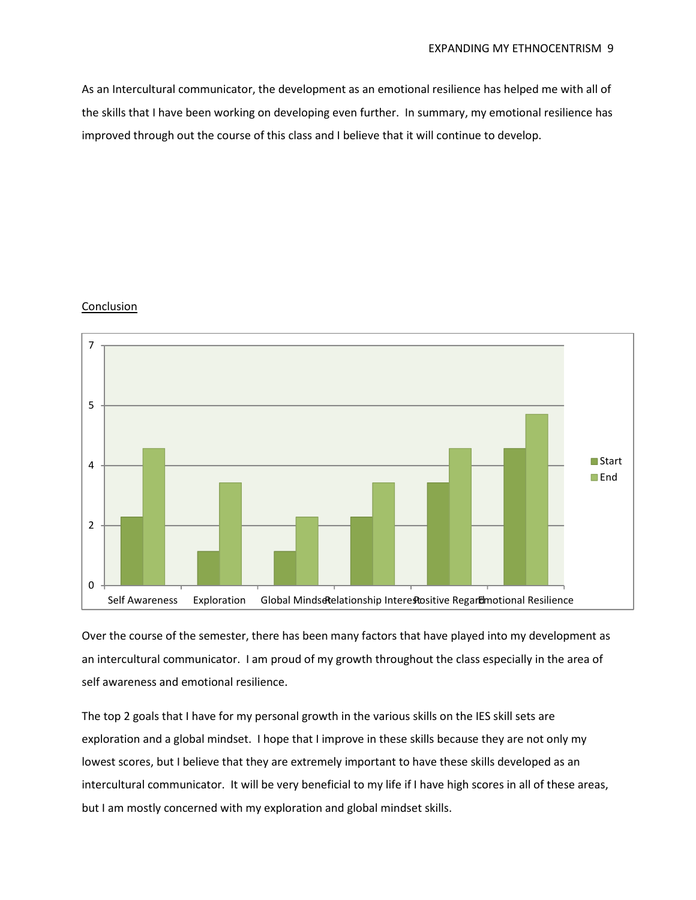As an Intercultural communicator, the development as an emotional resilience has helped me with all of the skills that I have been working on developing even further. In summary, my emotional resilience has improved through out the course of this class and I believe that it will continue to develop.

## Conclusion

Over the course of the semester, there has been many factors that have played into my development as an intercultural communicator. I am proud of my growth throughout the class especially in the area of self awareness and emotional resilience.

The top 2 goals that I have for my personal growth in the various skills on the IES skill sets are exploration and a global mindset. I hope that I improve in these skills because they are not only my lowest scores, but I believe that they are extremely important to have these skills developed as an intercultural communicator. It will be very beneficial to my life if I have high scores in all of these areas, but I am mostly concerned with my exploration and global mindset skills.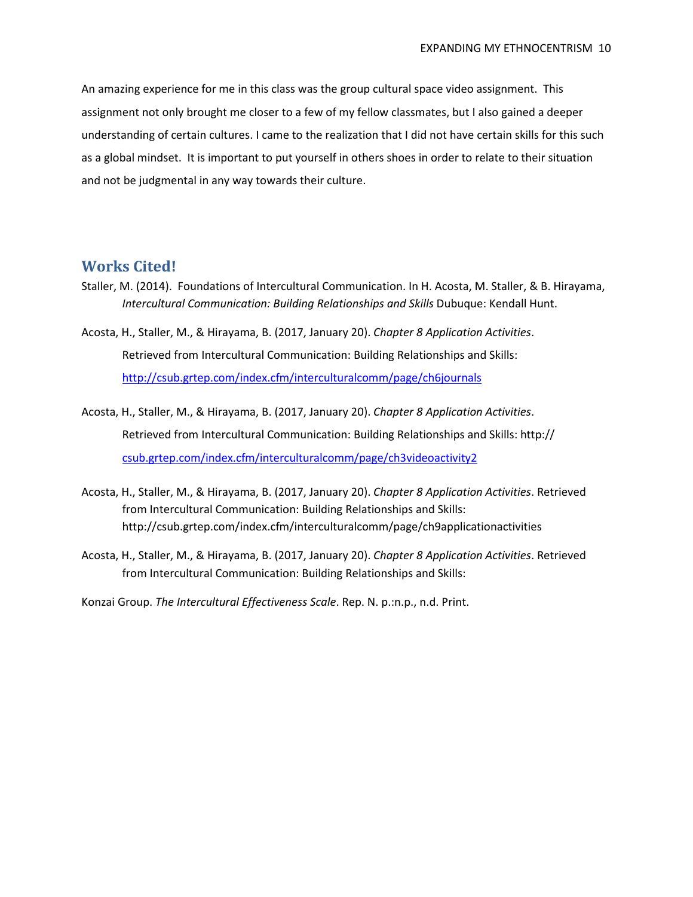An amazing experience for me in this class was the group cultural space video assignment. This assignment not only brought me closer to a few of my fellow classmates, but I also gained a deeper understanding of certain cultures. I came to the realization that I did not have certain skills for this such as a global mindset. It is important to put yourself in others shoes in order to relate to their situation and not be judgmental in any way towards their culture.

## Works Cited!

Staller, M. (2014). Foundations of Intercultural Communication. In H. Acosta, M. Staller, & B. Hirayama, *Intercultural Communication: Building Relationships and Skills* Dubuque: Kendall Hunt.

Acosta, H., Staller, M., & Hirayama, B. (2017, January 20). *Chapter 8 Application Activities*. Retrieved from Intercultural Communication: Building Relationships and Skills: http://csub.grtep.com/index.cfm/interculturalcomm/page/ch6journals

Acosta, H., Staller, M., & Hirayama, B. (2017, January 20). *Chapter 8 Application Activities*. Retrieved from Intercultural Communication: Building Relationships and Skills: http:// csub.grtep.com/index.cfm/interculturalcomm/page/ch3videoactivity2

Acosta, H., Staller, M., & Hirayama, B. (2017, January 20). *Chapter 8 Application Activities*. Retrieved from Intercultural Communication: Building Relationships and Skills: http://csub.grtep.com/index.cfm/interculturalcomm/page/ch9applicationactivities

Acosta, H., Staller, M., & Hirayama, B. (2017, January 20). *Chapter 8 Application Activities*. Retrieved from Intercultural Communication: Building Relationships and Skills:

Konzai Group. *The Intercultural Effectiveness Scale*. Rep. N. p.:n.p., n.d. Print.